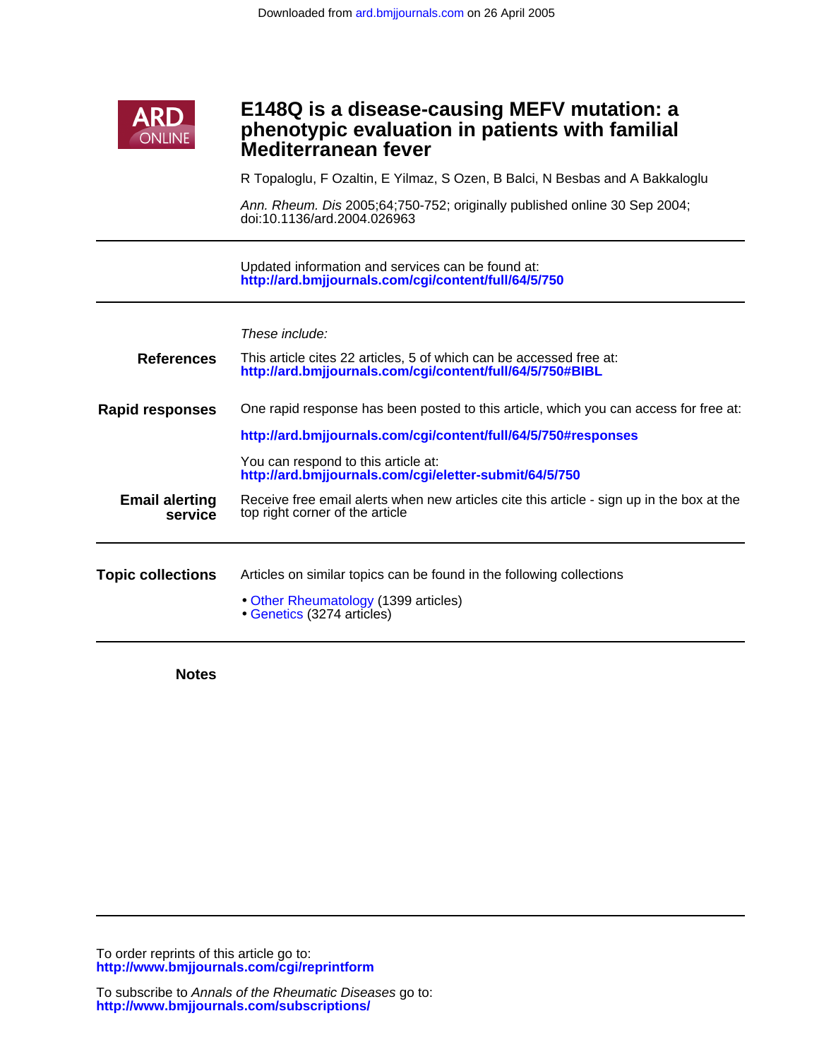Downloaded from ard.bmjjournals.com on 26 April 2005

# E148Q is a disease-causing MEFV mutation: a phenotypic evaluation in patients with familial Mediterranean fever

R Topaloglu, F Ozaltin, E Yilmaz, S Ozen, B Balci, N Besbas and A Bakkaloglu

*Ann. Rheum. Dis* 2005;64;750-752; originally published online 30 Sep 2004; doi:10.1136/ard.2004.026963

Updated information and services can be found at:
**http://ard.bmjjournals.com/cgi/content/full/64/5/750**

*These include:*

**References** This article cites 22 articles, 5 of which can be accessed free at:
**http://ard.bmjjournals.com/cgi/content/full/64/5/750#BIBL**

**Rapid responses** One rapid response has been posted to this article, which you can access for free at:

**http://ard.bmjjournals.com/cgi/content/full/64/5/750#responses**

You can respond to this article at:
**http://ard.bmjjournals.com/cgi/eletter-submit/64/5/750**

**Email alerting service** Receive free email alerts when new articles cite this article - sign up in the box at the top right corner of the article

**Topic collections** Articles on similar topics can be found in the following collections

- Other Rheumatology (1399 articles)
- Genetics (3274 articles)

**Notes**

To order reprints of this article go to:
**http://www.bmjjournals.com/cgi/reprintform**

To subscribe to *Annals of the Rheumatic Diseases* go to:
**http://www.bmjjournals.com/subscriptions/**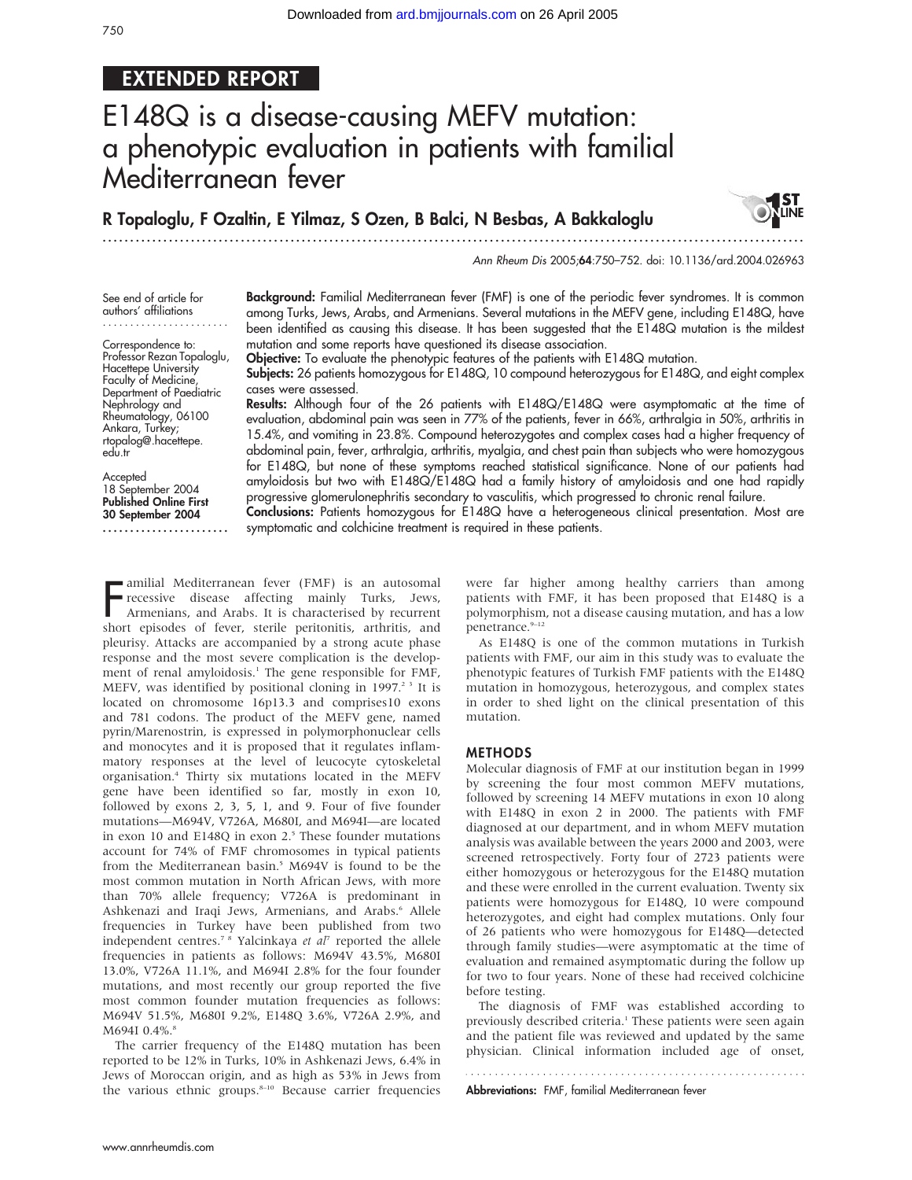# E148Q is a disease-causing MEFV mutation: a phenotypic evaluation in patients with familial Mediterranean fever

**R Topaloglu, F Ozaltin, E Yilmaz, S Ozen, B Balci, N Besbas, A Bakkaloglu**

See end of article for authors' affiliations

Correspondence to: Professor Rezan Topaloglu, Hacettepe University Faculty of Medicine, Department of Paediatric Nephrology and Rheumatology, 06100 Ankara, Turkey; rtopalog@hacettepe.edu.tr

Accepted 18 September 2004
**Published Online First 30 September 2004**

**Background:** Familial Mediterranean fever (FMF) is one of the periodic fever syndromes. It is common among Turks, Jews, Arabs, and Armenians. Several mutations in the MEFV gene, including E148Q, have been identified as causing this disease. It has been suggested that the E148Q mutation is the mildest mutation and some reports have questioned its disease association.

**Objective:** To evaluate the phenotypic features of the patients with E148Q mutation.

**Subjects:** 26 patients homozygous for E148Q, 10 compound heterozygous for E148Q, and eight complex cases were assessed.

**Results:** Although four of the 26 patients with E148Q/E148Q were asymptomatic at the time of evaluation, abdominal pain was seen in 77% of the patients, fever in 66%, arthralgia in 50%, arthritis in 15.4%, and vomiting in 23.8%. Compound heterozygotes and complex cases had a higher frequency of abdominal pain, fever, arthralgia, arthritis, myalgia, and chest pain than subjects who were homozygous for E148Q, but none of these symptoms reached statistical significance. None of our patients had amyloidosis but two with E148Q/E148Q had a family history of amyloidosis and one had rapidly progressive glomerulonephritis secondary to vasculitis, which progressed to chronic renal failure.

**Conclusions:** Patients homozygous for E148Q have a heterogeneous clinical presentation. Most are symptomatic and colchicine treatment is required in these patients.

Familial Mediterranean fever (FMF) is an autosomal recessive disease affecting mainly Turks, Jews, Armenians, and Arabs. It is characterised by recurrent short episodes of fever, sterile peritonitis, arthritis, and pleurisy. Attacks are accompanied by a strong acute phase response and the most severe complication is the development of renal amyloidosis.[1] The gene responsible for FMF, MEFV, was identified by positional cloning in 1997.[2,3] It is located on chromosome 16p13.3 and comprises10 exons and 781 codons. The product of the MEFV gene, named pyrin/Marenostrin, is expressed in polymorphonuclear cells and monocytes and it is proposed that it regulates inflammatory responses at the level of leucocyte cytoskeletal organisation.[4] Thirty six mutations located in the MEFV gene have been identified so far, mostly in exon 10, followed by exons 2, 3, 5, 1, and 9. Four of five founder mutations—M694V, V726A, M680I, and M694I—are located in exon 10 and E148Q in exon 2.[5] These founder mutations account for 74% of FMF chromosomes in typical patients from the Mediterranean basin.[5] M694V is found to be the most common mutation in North African Jews, with more than 70% allele frequency; V726A is predominant in Ashkenazi and Iraqi Jews, Armenians, and Arabs.[6] Allele frequencies in Turkey have been published from two independent centres.[7,8] Yalcinkaya *et al*[7] reported the allele frequencies in patients as follows: M694V 43.5%, M680I 13.0%, V726A 11.1%, and M694I 2.8% for the four founder mutations, and most recently our group reported the five most common founder mutation frequencies as follows: M694V 51.5%, M680I 9.2%, E148Q 3.6%, V726A 2.9%, and M694I 0.4%.[8]

The carrier frequency of the E148Q mutation has been reported to be 12% in Turks, 10% in Ashkenazi Jews, 6.4% in Jews of Moroccan origin, and as high as 53% in Jews from the various ethnic groups.[8–10] Because carrier frequencies were far higher among healthy carriers than among patients with FMF, it has been proposed that E148Q is a polymorphism, not a disease causing mutation, and has a low penetrance.[9–12]

As E148Q is one of the common mutations in Turkish patients with FMF, our aim in this study was to evaluate the phenotypic features of Turkish FMF patients with the E148Q mutation in homozygous, heterozygous, and complex states in order to shed light on the clinical presentation of this mutation.

## METHODS

Molecular diagnosis of FMF at our institution began in 1999 by screening the four most common MEFV mutations, followed by screening 14 MEFV mutations in exon 10 along with E148Q in exon 2 in 2000. The patients with FMF diagnosed at our department, and in whom MEFV mutation analysis was available between the years 2000 and 2003, were screened retrospectively. Forty four of 2723 patients were either homozygous or heterozygous for the E148Q mutation and these were enrolled in the current evaluation. Twenty six patients were homozygous for E148Q, 10 were compound heterozygotes, and eight had complex mutations. Only four of 26 patients who were homozygous for E148Q—detected through family studies—were asymptomatic at the time of evaluation and remained asymptomatic during the follow up for two to four years. None of these had received colchicine before testing.

The diagnosis of FMF was established according to previously described criteria.[1] These patients were seen again and the patient file was reviewed and updated by the same physician. Clinical information included age of onset,

**Abbreviations:** FMF, familial Mediterranean fever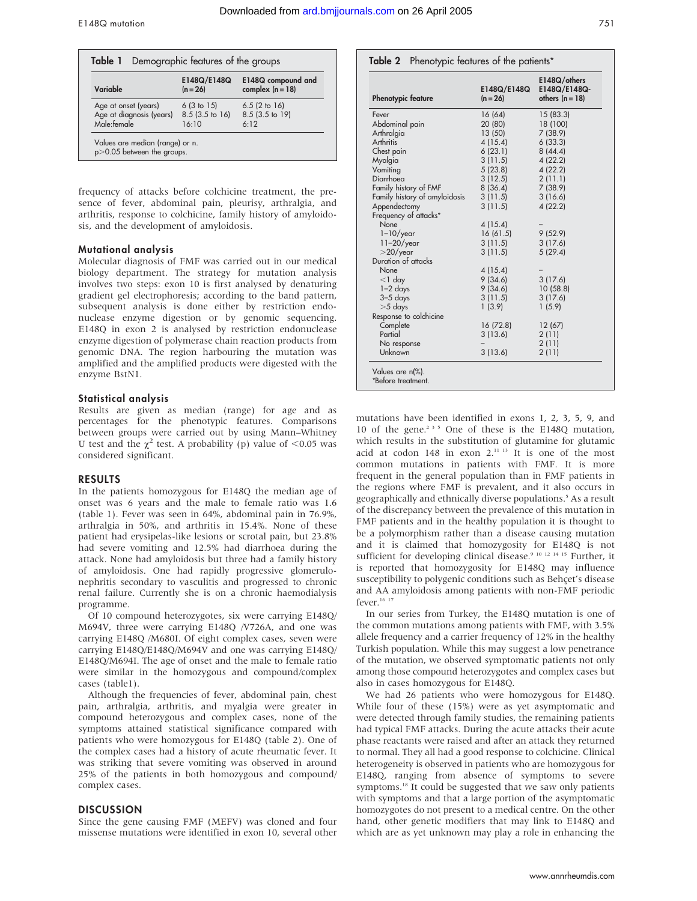Table 1 Demographic features of the groups

| Variable | E148Q/E148Q (n = 26) | E148Q compound and complex (n = 18) |
|---|---|---|
| Age at onset (years) | 6 (3 to 15) | 6.5 (2 to 16) |
| Age at diagnosis (years) | 8.5 (3.5 to 16) | 8.5 (3.5 to 19) |
| Male:female | 16:10 | 6:12 |

Values are median (range) or n.
p>0.05 between the groups.

frequency of attacks before colchicine treatment, the presence of fever, abdominal pain, pleurisy, arthralgia, and arthritis, response to colchicine, family history of amyloidosis, and the development of amyloidosis.

### Mutational analysis

Molecular diagnosis of FMF was carried out in our medical biology department. The strategy for mutation analysis involves two steps: exon 10 is first analysed by denaturing gradient gel electrophoresis; according to the band pattern, subsequent analysis is done either by restriction endonuclease enzyme digestion or by genomic sequencing. E148Q in exon 2 is analysed by restriction endonuclease enzyme digestion of polymerase chain reaction products from genomic DNA. The region harbouring the mutation was amplified and the amplified products were digested with the enzyme BstN1.

### Statistical analysis

Results are given as median (range) for age and as percentages for the phenotypic features. Comparisons between groups were carried out by using Mann–Whitney U test and the $\chi^2$ test. A probability (p) value of $<0.05$ was considered significant.

## RESULTS

In the patients homozygous for E148Q the median age of onset was 6 years and the male to female ratio was 1.6 (table 1). Fever was seen in 64%, abdominal pain in 76.9%, arthralgia in 50%, and arthritis in 15.4%. None of these patient had erysipelas-like lesions or scrotal pain, but 23.8% had severe vomiting and 12.5% had diarrhoea during the attack. None had amyloidosis but three had a family history of amyloidosis. One had rapidly progressive glomerulonephritis secondary to vasculitis and progressed to chronic renal failure. Currently she is on a chronic haemodialysis programme.

Of 10 compound heterozygotes, six were carrying E148Q/M694V, three were carrying E148Q /V726A, and one was carrying E148Q /M680I. Of eight complex cases, seven were carrying E148Q/E148Q/M694V and one was carrying E148Q/E148Q/M694I. The age of onset and the male to female ratio were similar in the homozygous and compound/complex cases (table1).

Although the frequencies of fever, abdominal pain, chest pain, arthralgia, arthritis, and myalgia were greater in compound heterozygous and complex cases, none of the symptoms attained statistical significance compared with patients who were homozygous for E148Q (table 2). One of the complex cases had a history of acute rheumatic fever. It was striking that severe vomiting was observed in around 25% of the patients in both homozygous and compound/complex cases.

## DISCUSSION

Since the gene causing FMF (MEFV) was cloned and four missense mutations were identified in exon 10, several other

Table 2 Phenotypic features of the patients*

| Phenotypic feature | E148Q/E148Q (n = 26) | E148Q/others E148Q/E148Q-others (n = 18) |
|---|---|---|
| Fever | 16 (64) | 15 (83.3) |
| Abdominal pain | 20 (80) | 18 (100) |
| Arthralgia | 13 (50) | 7 (38.9) |
| Arthritis | 4 (15.4) | 6 (33.3) |
| Chest pain | 6 (23.1) | 8 (44.4) |
| Myalgia | 3 (11.5) | 4 (22.2) |
| Vomiting | 5 (23.8) | 4 (22.2) |
| Diarrhoea | 3 (12.5) | 2 (11.1) |
| Family history of FMF | 8 (36.4) | 7 (38.9) |
| Family history of amyloidosis | 3 (11.5) | 3 (16.6) |
| Appendectomy | 3 (11.5) | 4 (22.2) |
| Frequency of attacks* | | |
| None | 4 (15.4) | – |
| 1–10/year | 16 (61.5) | 9 (52.9) |
| 11–20/year | 3 (11.5) | 3 (17.6) |
| >20/year | 3 (11.5) | 5 (29.4) |
| Duration of attacks | | |
| None | 4 (15.4) | – |
| <1 day | 9 (34.6) | 3 (17.6) |
| 1–2 days | 9 (34.6) | 10 (58.8) |
| 3–5 days | 3 (11.5) | 3 (17.6) |
| >5 days | 1 (3.9) | 1 (5.9) |
| Response to colchicine | | |
| Complete | 16 (72.8) | 12 (67) |
| Partial | 3 (13.6) | 2 (11) |
| No response | – | 2 (11) |
| Unknown | 3 (13.6) | 2 (11) |

Values are n(%).
*Before treatment.

mutations have been identified in exons 1, 2, 3, 5, 9, and 10 of the gene.[2 3 5] One of these is the E148Q mutation, which results in the substitution of glutamine for glutamic acid at codon 148 in exon 2.[11 13] It is one of the most common mutations in patients with FMF. It is more frequent in the general population than in FMF patients in the regions where FMF is prevalent, and it also occurs in geographically and ethnically diverse populations.[5] As a result of the discrepancy between the prevalence of this mutation in FMF patients and in the healthy population it is thought to be a polymorphism rather than a disease causing mutation and it is claimed that homozygosity for E148Q is not sufficient for developing clinical disease.[9 10 12 14 15] Further, it is reported that homozygosity for E148Q may influence susceptibility to polygenic conditions such as Behçet's disease and AA amyloidosis among patients with non-FMF periodic fever.[16 17]

In our series from Turkey, the E148Q mutation is one of the common mutations among patients with FMF, with 3.5% allele frequency and a carrier frequency of 12% in the healthy Turkish population. While this may suggest a low penetrance of the mutation, we observed symptomatic patients not only among those compound heterozygotes and complex cases but also in cases homozygous for E148Q.

We had 26 patients who were homozygous for E148Q. While four of these (15%) were as yet asymptomatic and were detected through family studies, the remaining patients had typical FMF attacks. During the acute attacks their acute phase reactants were raised and after an attack they returned to normal. They all had a good response to colchicine. Clinical heterogeneity is observed in patients who are homozygous for E148Q, ranging from absence of symptoms to severe symptoms.[18] It could be suggested that we saw only patients with symptoms and that a large portion of the asymptomatic homozygotes do not present to a medical centre. On the other hand, other genetic modifiers that may link to E148Q and which are as yet unknown may play a role in enhancing the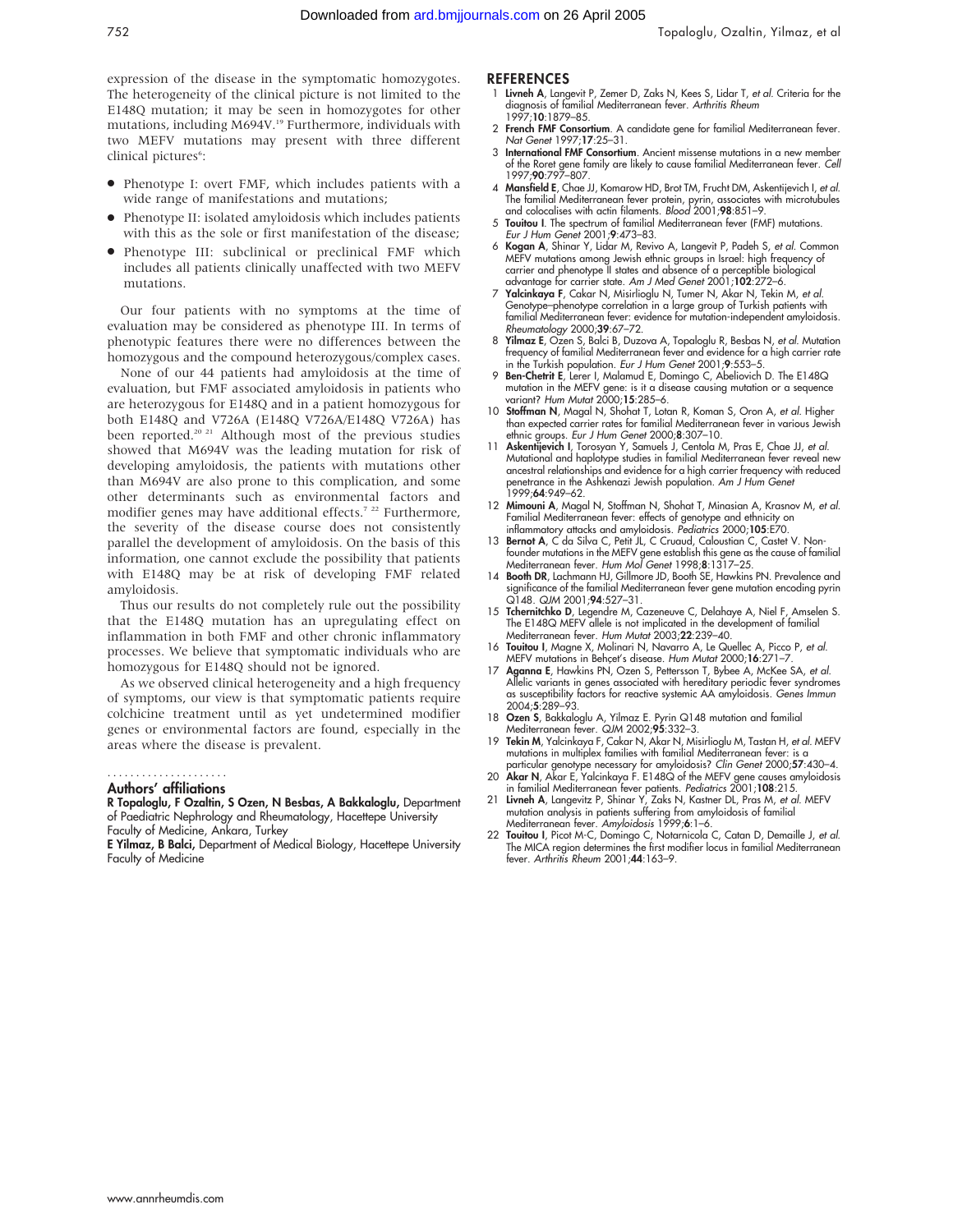expression of the disease in the symptomatic homozygotes. The heterogeneity of the clinical picture is not limited to the E148Q mutation; it may be seen in homozygotes for other mutations, including M694V.[19] Furthermore, individuals with two MEFV mutations may present with three different clinical pictures[6]:

- Phenotype I: overt FMF, which includes patients with a wide range of manifestations and mutations;
- Phenotype II: isolated amyloidosis which includes patients with this as the sole or first manifestation of the disease;
- Phenotype III: subclinical or preclinical FMF which includes all patients clinically unaffected with two MEFV mutations.

Our four patients with no symptoms at the time of evaluation may be considered as phenotype III. In terms of phenotypic features there were no differences between the homozygous and the compound heterozygous/complex cases.

None of our 44 patients had amyloidosis at the time of evaluation, but FMF associated amyloidosis in patients who are heterozygous for E148Q and in a patient homozygous for both E148Q and V726A (E148Q V726A/E148Q V726A) has been reported.[20 21] Although most of the previous studies showed that M694V was the leading mutation for risk of developing amyloidosis, the patients with mutations other than M694V are also prone to this complication, and some other determinants such as environmental factors and modifier genes may have additional effects.[7 22] Furthermore, the severity of the disease course does not consistently parallel the development of amyloidosis. On the basis of this information, one cannot exclude the possibility that patients with E148Q may be at risk of developing FMF related amyloidosis.

Thus our results do not completely rule out the possibility that the E148Q mutation has an upregulating effect on inflammation in both FMF and other chronic inflammatory processes. We believe that symptomatic individuals who are homozygous for E148Q should not be ignored.

As we observed clinical heterogeneity and a high frequency of symptoms, our view is that symptomatic patients require colchicine treatment until as yet undetermined modifier genes or environmental factors are found, especially in the areas where the disease is prevalent.

## Authors' affiliations

**R Topaloglu, F Ozaltin, S Ozen, N Besbas, A Bakkaloglu,** Department of Paediatric Nephrology and Rheumatology, Hacettepe University Faculty of Medicine, Ankara, Turkey

**E Yilmaz, B Balci,** Department of Medical Biology, Hacettepe University Faculty of Medicine

## REFERENCES

1. **Livneh A**, Langevit P, Zemer D, Zaks N, Kees S, Lidar T, *et al*. Criteria for the diagnosis of familial Mediterranean fever. *Arthritis Rheum* 1997;**10**:1879–85.
2. **French FMF Consortium**. A candidate gene for familial Mediterranean fever. *Nat Genet* 1997;**17**:25–31.
3. **International FMF Consortium**. Ancient missense mutations in a new member of the Roret gene family are likely to cause familial Mediterranean fever. *Cell* 1997;**90**:797–807.
4. **Mansfield E**, Chae JJ, Komarow HD, Brot TM, Frucht DM, Askentijevich I, *et al*. The familial Mediterranean fever protein, pyrin, associates with microtubules and colocalises with actin filaments. *Blood* 2001;**98**:851–9.
5. **Touitou I**. The spectrum of familial Mediterranean fever (FMF) mutations. *Eur J Hum Genet* 2001;**9**:473–83.
6. **Kogan A**, Shinar Y, Lidar M, Revivo A, Langevit P, Padeh S, *et al*. Common MEFV mutations among Jewish ethnic groups in Israel: high frequency of carrier and phenotype II states and absence of a perceptible biological advantage for carrier state. *Am J Med Genet* 2001;**102**:272–6.
7. **Yalcinkaya F**, Cakar N, Misirlioglu N, Tumer N, Akar N, Tekin M, *et al*. Genotype–phenotype correlation in a large group of Turkish patients with familial Mediterranean fever: evidence for mutation-independent amyloidosis. *Rheumatology* 2000;**39**:67–72.
8. **Yilmaz E**, Ozen S, Balci B, Duzova A, Topaloglu R, Besbas N, *et al*. Mutation frequency of familial Mediterranean fever and evidence for a high carrier rate in the Turkish population. *Eur J Hum Genet* 2001;**9**:553–5.
9. **Ben-Chetrit E**, Lerer I, Malamud E, Domingo C, Abeliovich D. The E148Q mutation in the MEFV gene: is it a disease causing mutation or a sequence variant? *Hum Mutat* 2000;**15**:285–6.
10. **Stoffman N**, Magal N, Shohat T, Lotan R, Koman S, Oron A, *et al*. Higher than expected carrier rates for familial Mediterranean fever in various Jewish ethnic groups. *Eur J Hum Genet* 2000;**8**:307–10.
11. **Askentijevich I**, Torosyan Y, Samuels J, Centola M, Pras E, Chae JJ, *et al*. Mutational and haplotype studies in familial Mediterranean fever reveal new ancestral relationships and evidence for a high carrier frequency with reduced penetrance in the Ashkenazi Jewish population. *Am J Hum Genet* 1999;**64**:949–62.
12. **Mimouni A**, Magal N, Stoffman N, Shohat T, Minasian A, Krasnov M, *et al*. Familial Mediterranean fever: effects of genotype and ethnicity on inflammatory attacks and amyloidosis. *Pediatrics* 2000;**105**:E70.
13. **Bernot A**, C da Silva C, Petit JL, C Cruaud, Caloustian C, Castet V. Non-founder mutations in the MEFV gene establish this gene as the cause of familial Mediterranean fever. *Hum Mol Genet* 1998;**8**:1317–25.
14. **Booth DR**, Lachmann HJ, Gillmore JD, Booth SE, Hawkins PN. Prevalence and significance of the familial Mediterranean fever gene mutation encoding pyrin Q148. *QJM* 2001;**94**:527–31.
15. **Tchernitchko D**, Legendre M, Cazeneuve C, Delahaye A, Niel F, Amselen S. The E148Q MEFV allele is not implicated in the development of familial Mediterranean fever. *Hum Mutat* 2003;**22**:239–40.
16. **Touitou I**, Magne X, Molinari N, Navarro A, Le Quellec A, Picco P, *et al*. MEFV mutations in Behçet's disease. *Hum Mutat* 2000;**16**:271–7.
17. **Aganna E**, Hawkins PN, Ozen S, Pettersson T, Bybee A, McKee SA, *et al*. Allelic variants in genes associated with hereditary periodic fever syndromes as susceptibility factors for reactive systemic AA amyloidosis. *Genes Immun* 2004;**5**:289–93.
18. **Ozen S**, Bakkaloglu A, Yilmaz E. Pyrin Q148 mutation and familial Mediterranean fever. *QJM* 2002;**95**:332–3.
19. **Tekin M**, Yalcinkaya F, Cakar N, Akar N, Misirlioglu M, Tastan H, *et al*. MEFV mutations in multiplex families with familial Mediterranean fever: is a particular genotype necessary for amyloidosis? *Clin Genet* 2000;**57**:430–4.
20. **Akar N**, Akar E, Yalcinkaya F. E148Q of the MEFV gene causes amyloidosis in familial Mediterranean fever patients. *Pediatrics* 2001;**108**:215.
21. **Livneh A**, Langevitz P, Shinar Y, Zaks N, Kastner DL, Pras M, *et al*. MEFV mutation analysis in patients suffering from amyloidosis of familial Mediterranean fever. *Amyloidosis* 1999;**6**:1–6.
22. **Touitou I**, Picot M-C, Domingo C, Notarnicola C, Catan D, Demaille J, *et al*. The MICA region determines the first modifier locus in familial Mediterranean fever. *Arthritis Rheum* 2001;**44**:163–9.